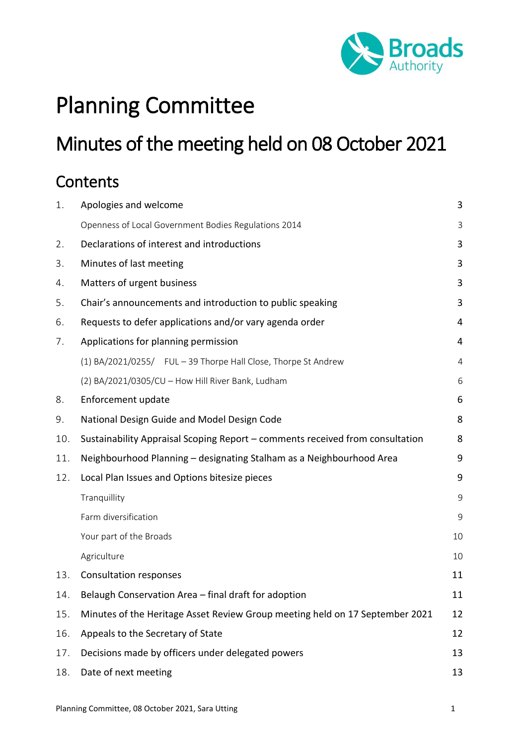# Planning Committee

## Minutes of the meeting held on 08 October 2021

## Contents

| | | |
|---|---|---|
| 1. | Apologies and welcome | 3 |
| | Openness of Local Government Bodies Regulations 2014 | 3 |
| 2. | Declarations of interest and introductions | 3 |
| 3. | Minutes of last meeting | 3 |
| 4. | Matters of urgent business | 3 |
| 5. | Chair's announcements and introduction to public speaking | 3 |
| 6. | Requests to defer applications and/or vary agenda order | 4 |
| 7. | Applications for planning permission | 4 |
| | (1) BA/2021/0255/ FUL – 39 Thorpe Hall Close, Thorpe St Andrew | 4 |
| | (2) BA/2021/0305/CU – How Hill River Bank, Ludham | 6 |
| 8. | Enforcement update | 6 |
| 9. | National Design Guide and Model Design Code | 8 |
| 10. | Sustainability Appraisal Scoping Report – comments received from consultation | 8 |
| 11. | Neighbourhood Planning – designating Stalham as a Neighbourhood Area | 9 |
| 12. | Local Plan Issues and Options bitesize pieces | 9 |
| | Tranquillity | 9 |
| | Farm diversification | 9 |
| | Your part of the Broads | 10 |
| | Agriculture | 10 |
| 13. | Consultation responses | 11 |
| 14. | Belaugh Conservation Area – final draft for adoption | 11 |
| 15. | Minutes of the Heritage Asset Review Group meeting held on 17 September 2021 | 12 |
| 16. | Appeals to the Secretary of State | 12 |
| 17. | Decisions made by officers under delegated powers | 13 |
| 18. | Date of next meeting | 13 |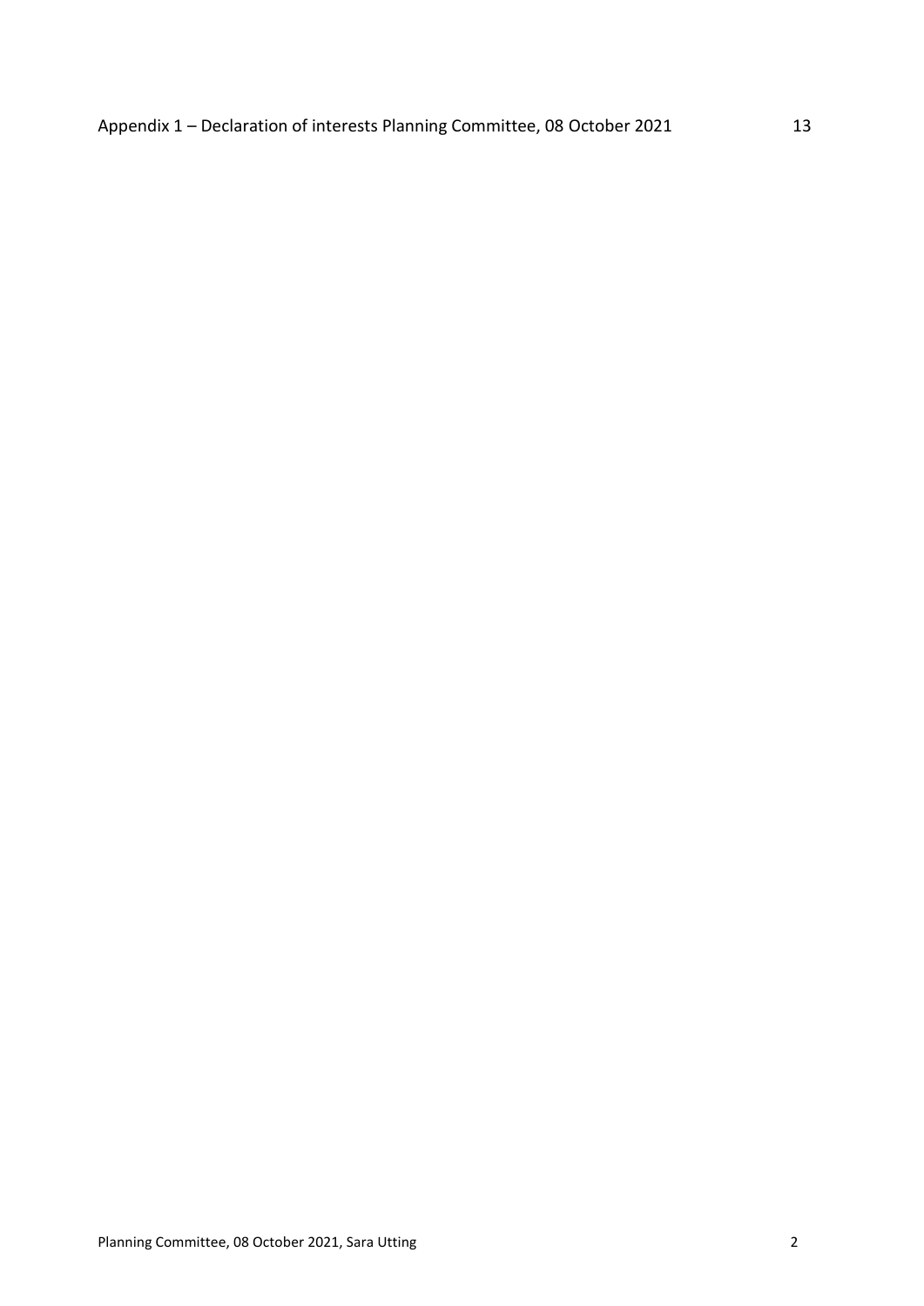Appendix 1 – Declaration of interests Planning Committee, 08 October 2021 13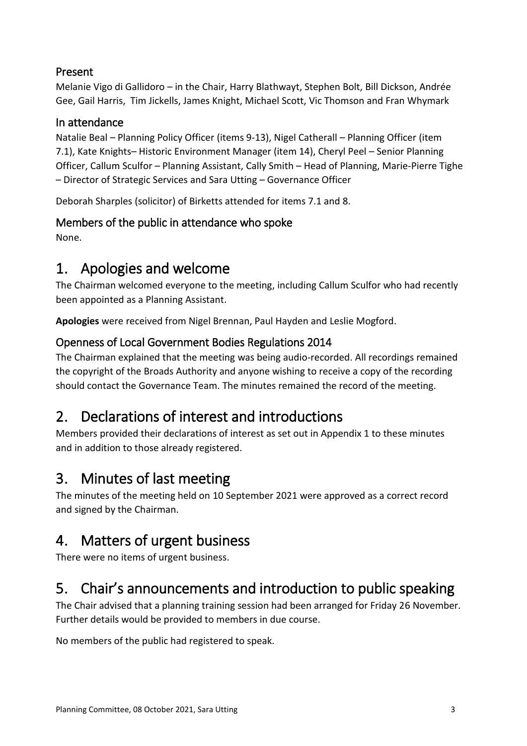### Present

Melanie Vigo di Gallidoro – in the Chair, Harry Blathwayt, Stephen Bolt, Bill Dickson, Andrée Gee, Gail Harris, Tim Jickells, James Knight, Michael Scott, Vic Thomson and Fran Whymark

### In attendance

Natalie Beal – Planning Policy Officer (items 9-13), Nigel Catherall – Planning Officer (item 7.1), Kate Knights– Historic Environment Manager (item 14), Cheryl Peel – Senior Planning Officer, Callum Sculfor – Planning Assistant, Cally Smith – Head of Planning, Marie-Pierre Tighe – Director of Strategic Services and Sara Utting – Governance Officer

Deborah Sharples (solicitor) of Birketts attended for items 7.1 and 8.

### Members of the public in attendance who spoke

None.

## 1. Apologies and welcome

The Chairman welcomed everyone to the meeting, including Callum Sculfor who had recently been appointed as a Planning Assistant.

**Apologies** were received from Nigel Brennan, Paul Hayden and Leslie Mogford.

### Openness of Local Government Bodies Regulations 2014

The Chairman explained that the meeting was being audio-recorded. All recordings remained the copyright of the Broads Authority and anyone wishing to receive a copy of the recording should contact the Governance Team. The minutes remained the record of the meeting.

## 2. Declarations of interest and introductions

Members provided their declarations of interest as set out in Appendix 1 to these minutes and in addition to those already registered.

## 3. Minutes of last meeting

The minutes of the meeting held on 10 September 2021 were approved as a correct record and signed by the Chairman.

## 4. Matters of urgent business

There were no items of urgent business.

## 5. Chair's announcements and introduction to public speaking

The Chair advised that a planning training session had been arranged for Friday 26 November. Further details would be provided to members in due course.

No members of the public had registered to speak.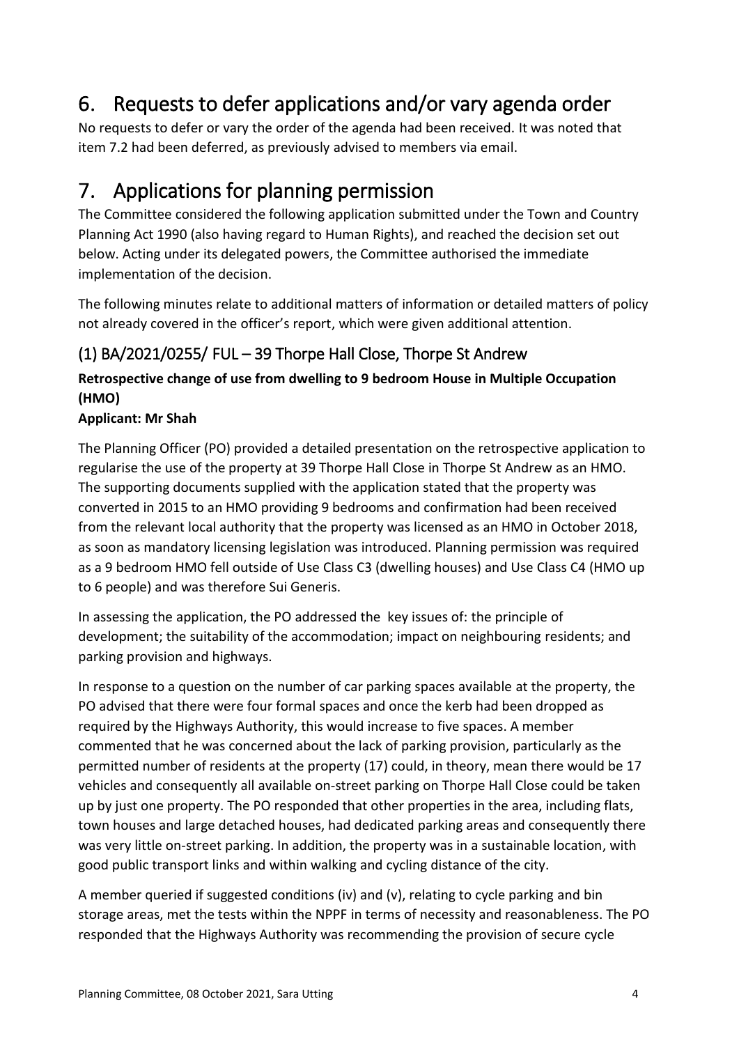# 6. Requests to defer applications and/or vary agenda order

No requests to defer or vary the order of the agenda had been received. It was noted that item 7.2 had been deferred, as previously advised to members via email.

# 7. Applications for planning permission

The Committee considered the following application submitted under the Town and Country Planning Act 1990 (also having regard to Human Rights), and reached the decision set out below. Acting under its delegated powers, the Committee authorised the immediate implementation of the decision.

The following minutes relate to additional matters of information or detailed matters of policy not already covered in the officer's report, which were given additional attention.

## (1) BA/2021/0255/ FUL – 39 Thorpe Hall Close, Thorpe St Andrew

**Retrospective change of use from dwelling to 9 bedroom House in Multiple Occupation (HMO)**

**Applicant: Mr Shah**

The Planning Officer (PO) provided a detailed presentation on the retrospective application to regularise the use of the property at 39 Thorpe Hall Close in Thorpe St Andrew as an HMO. The supporting documents supplied with the application stated that the property was converted in 2015 to an HMO providing 9 bedrooms and confirmation had been received from the relevant local authority that the property was licensed as an HMO in October 2018, as soon as mandatory licensing legislation was introduced. Planning permission was required as a 9 bedroom HMO fell outside of Use Class C3 (dwelling houses) and Use Class C4 (HMO up to 6 people) and was therefore Sui Generis.

In assessing the application, the PO addressed the key issues of: the principle of development; the suitability of the accommodation; impact on neighbouring residents; and parking provision and highways.

In response to a question on the number of car parking spaces available at the property, the PO advised that there were four formal spaces and once the kerb had been dropped as required by the Highways Authority, this would increase to five spaces. A member commented that he was concerned about the lack of parking provision, particularly as the permitted number of residents at the property (17) could, in theory, mean there would be 17 vehicles and consequently all available on-street parking on Thorpe Hall Close could be taken up by just one property. The PO responded that other properties in the area, including flats, town houses and large detached houses, had dedicated parking areas and consequently there was very little on-street parking. In addition, the property was in a sustainable location, with good public transport links and within walking and cycling distance of the city.

A member queried if suggested conditions (iv) and (v), relating to cycle parking and bin storage areas, met the tests within the NPPF in terms of necessity and reasonableness. The PO responded that the Highways Authority was recommending the provision of secure cycle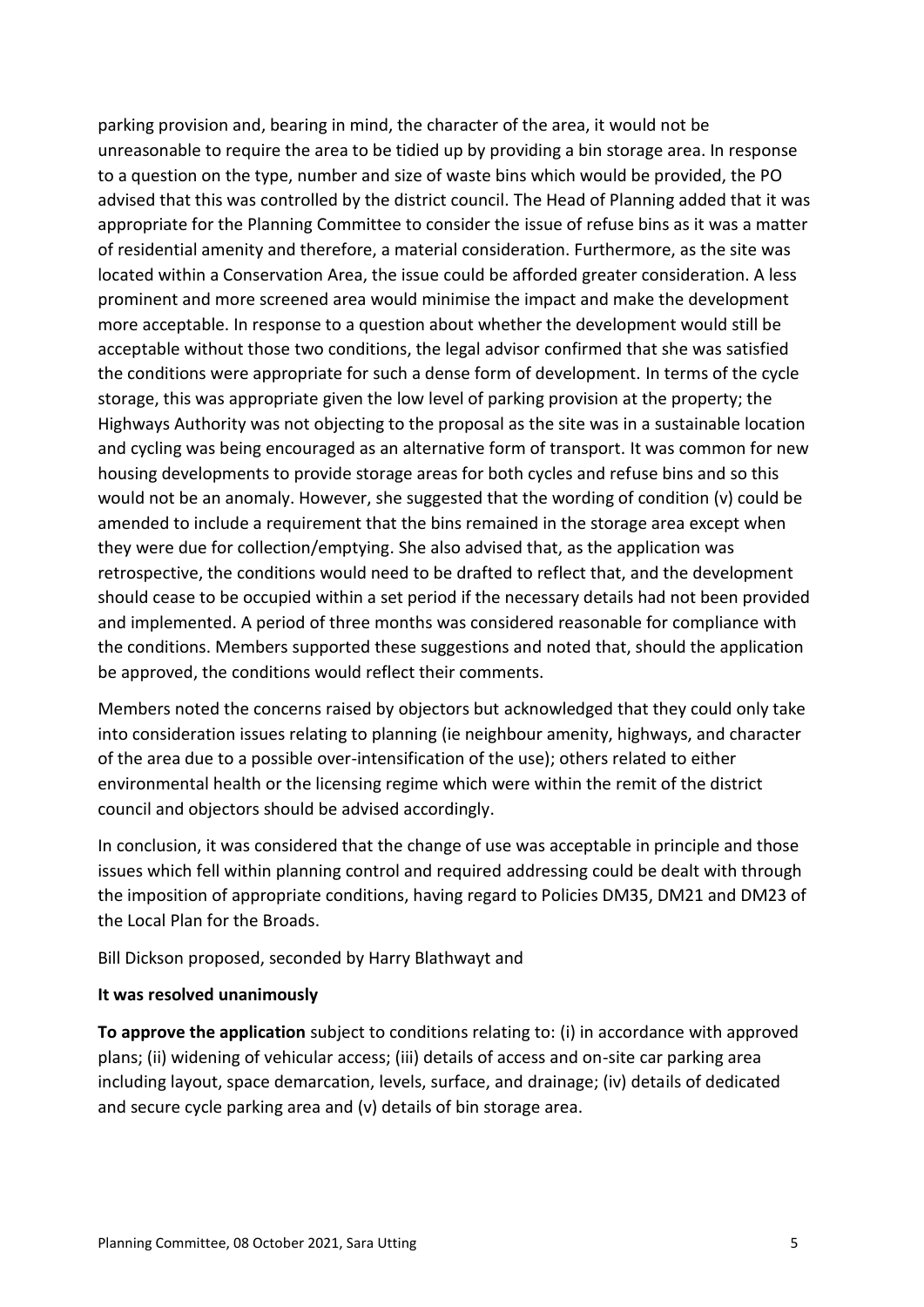parking provision and, bearing in mind, the character of the area, it would not be unreasonable to require the area to be tidied up by providing a bin storage area. In response to a question on the type, number and size of waste bins which would be provided, the PO advised that this was controlled by the district council. The Head of Planning added that it was appropriate for the Planning Committee to consider the issue of refuse bins as it was a matter of residential amenity and therefore, a material consideration. Furthermore, as the site was located within a Conservation Area, the issue could be afforded greater consideration. A less prominent and more screened area would minimise the impact and make the development more acceptable. In response to a question about whether the development would still be acceptable without those two conditions, the legal advisor confirmed that she was satisfied the conditions were appropriate for such a dense form of development. In terms of the cycle storage, this was appropriate given the low level of parking provision at the property; the Highways Authority was not objecting to the proposal as the site was in a sustainable location and cycling was being encouraged as an alternative form of transport. It was common for new housing developments to provide storage areas for both cycles and refuse bins and so this would not be an anomaly. However, she suggested that the wording of condition (v) could be amended to include a requirement that the bins remained in the storage area except when they were due for collection/emptying. She also advised that, as the application was retrospective, the conditions would need to be drafted to reflect that, and the development should cease to be occupied within a set period if the necessary details had not been provided and implemented. A period of three months was considered reasonable for compliance with the conditions. Members supported these suggestions and noted that, should the application be approved, the conditions would reflect their comments.

Members noted the concerns raised by objectors but acknowledged that they could only take into consideration issues relating to planning (ie neighbour amenity, highways, and character of the area due to a possible over-intensification of the use); others related to either environmental health or the licensing regime which were within the remit of the district council and objectors should be advised accordingly.

In conclusion, it was considered that the change of use was acceptable in principle and those issues which fell within planning control and required addressing could be dealt with through the imposition of appropriate conditions, having regard to Policies DM35, DM21 and DM23 of the Local Plan for the Broads.

Bill Dickson proposed, seconded by Harry Blathwayt and

**It was resolved unanimously**

**To approve the application** subject to conditions relating to: (i) in accordance with approved plans; (ii) widening of vehicular access; (iii) details of access and on-site car parking area including layout, space demarcation, levels, surface, and drainage; (iv) details of dedicated and secure cycle parking area and (v) details of bin storage area.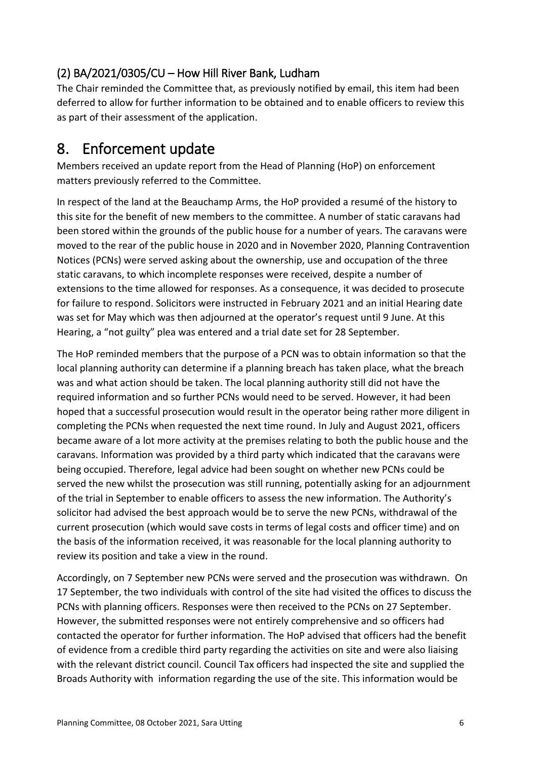### (2) BA/2021/0305/CU – How Hill River Bank, Ludham

The Chair reminded the Committee that, as previously notified by email, this item had been deferred to allow for further information to be obtained and to enable officers to review this as part of their assessment of the application.

## 8. Enforcement update

Members received an update report from the Head of Planning (HoP) on enforcement matters previously referred to the Committee.

In respect of the land at the Beauchamp Arms, the HoP provided a resumé of the history to this site for the benefit of new members to the committee. A number of static caravans had been stored within the grounds of the public house for a number of years. The caravans were moved to the rear of the public house in 2020 and in November 2020, Planning Contravention Notices (PCNs) were served asking about the ownership, use and occupation of the three static caravans, to which incomplete responses were received, despite a number of extensions to the time allowed for responses. As a consequence, it was decided to prosecute for failure to respond. Solicitors were instructed in February 2021 and an initial Hearing date was set for May which was then adjourned at the operator's request until 9 June. At this Hearing, a "not guilty" plea was entered and a trial date set for 28 September.

The HoP reminded members that the purpose of a PCN was to obtain information so that the local planning authority can determine if a planning breach has taken place, what the breach was and what action should be taken. The local planning authority still did not have the required information and so further PCNs would need to be served. However, it had been hoped that a successful prosecution would result in the operator being rather more diligent in completing the PCNs when requested the next time round. In July and August 2021, officers became aware of a lot more activity at the premises relating to both the public house and the caravans. Information was provided by a third party which indicated that the caravans were being occupied. Therefore, legal advice had been sought on whether new PCNs could be served the new whilst the prosecution was still running, potentially asking for an adjournment of the trial in September to enable officers to assess the new information. The Authority's solicitor had advised the best approach would be to serve the new PCNs, withdrawal of the current prosecution (which would save costs in terms of legal costs and officer time) and on the basis of the information received, it was reasonable for the local planning authority to review its position and take a view in the round.

Accordingly, on 7 September new PCNs were served and the prosecution was withdrawn. On 17 September, the two individuals with control of the site had visited the offices to discuss the PCNs with planning officers. Responses were then received to the PCNs on 27 September. However, the submitted responses were not entirely comprehensive and so officers had contacted the operator for further information. The HoP advised that officers had the benefit of evidence from a credible third party regarding the activities on site and were also liaising with the relevant district council. Council Tax officers had inspected the site and supplied the Broads Authority with information regarding the use of the site. This information would be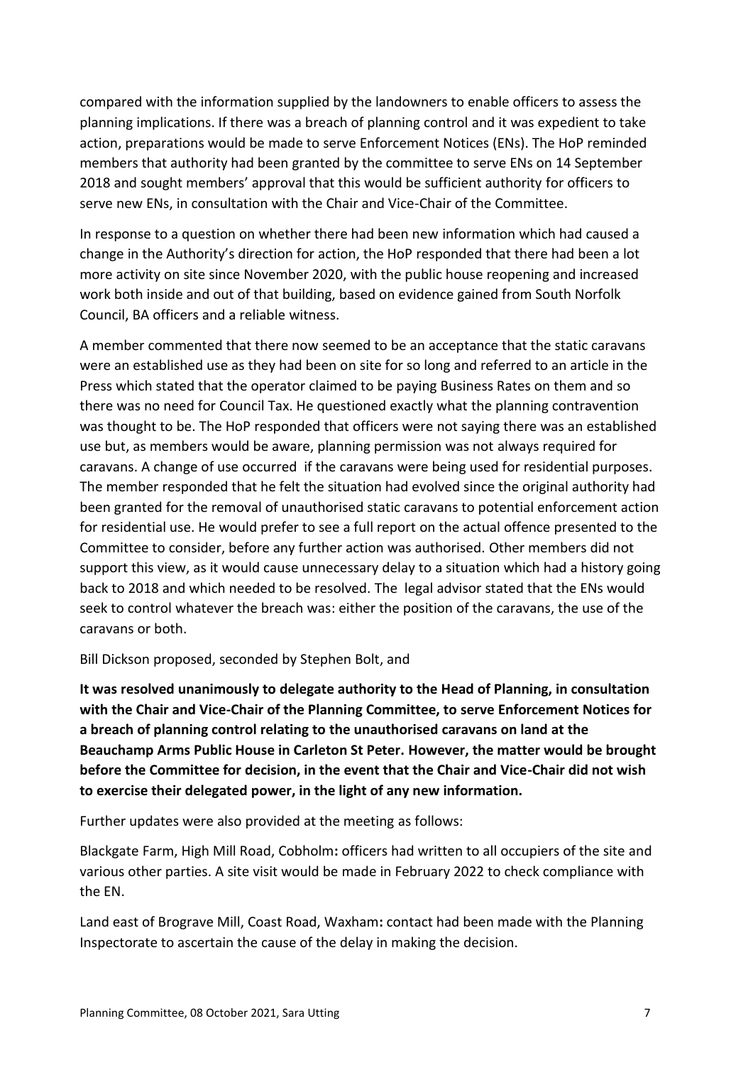compared with the information supplied by the landowners to enable officers to assess the planning implications. If there was a breach of planning control and it was expedient to take action, preparations would be made to serve Enforcement Notices (ENs). The HoP reminded members that authority had been granted by the committee to serve ENs on 14 September 2018 and sought members' approval that this would be sufficient authority for officers to serve new ENs, in consultation with the Chair and Vice-Chair of the Committee.

In response to a question on whether there had been new information which had caused a change in the Authority's direction for action, the HoP responded that there had been a lot more activity on site since November 2020, with the public house reopening and increased work both inside and out of that building, based on evidence gained from South Norfolk Council, BA officers and a reliable witness.

A member commented that there now seemed to be an acceptance that the static caravans were an established use as they had been on site for so long and referred to an article in the Press which stated that the operator claimed to be paying Business Rates on them and so there was no need for Council Tax. He questioned exactly what the planning contravention was thought to be. The HoP responded that officers were not saying there was an established use but, as members would be aware, planning permission was not always required for caravans. A change of use occurred if the caravans were being used for residential purposes. The member responded that he felt the situation had evolved since the original authority had been granted for the removal of unauthorised static caravans to potential enforcement action for residential use. He would prefer to see a full report on the actual offence presented to the Committee to consider, before any further action was authorised. Other members did not support this view, as it would cause unnecessary delay to a situation which had a history going back to 2018 and which needed to be resolved. The legal advisor stated that the ENs would seek to control whatever the breach was: either the position of the caravans, the use of the caravans or both.

Bill Dickson proposed, seconded by Stephen Bolt, and

**It was resolved unanimously to delegate authority to the Head of Planning, in consultation with the Chair and Vice-Chair of the Planning Committee, to serve Enforcement Notices for a breach of planning control relating to the unauthorised caravans on land at the Beauchamp Arms Public House in Carleton St Peter. However, the matter would be brought before the Committee for decision, in the event that the Chair and Vice-Chair did not wish to exercise their delegated power, in the light of any new information.**

Further updates were also provided at the meeting as follows:

Blackgate Farm, High Mill Road, Cobholm**:** officers had written to all occupiers of the site and various other parties. A site visit would be made in February 2022 to check compliance with the EN.

Land east of Brograve Mill, Coast Road, Waxham**:** contact had been made with the Planning Inspectorate to ascertain the cause of the delay in making the decision.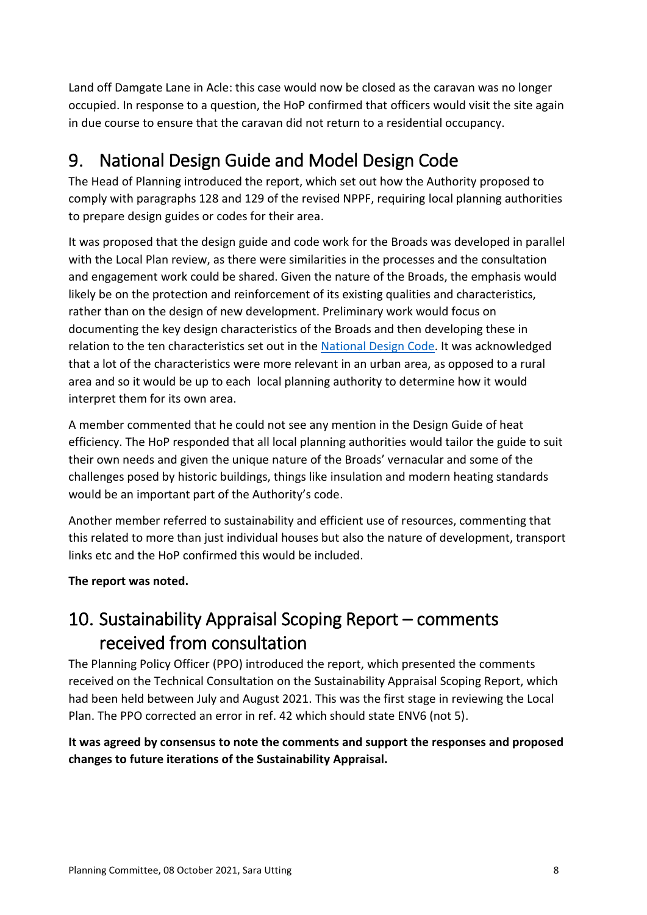Land off Damgate Lane in Acle: this case would now be closed as the caravan was no longer occupied. In response to a question, the HoP confirmed that officers would visit the site again in due course to ensure that the caravan did not return to a residential occupancy.

## 9. National Design Guide and Model Design Code

The Head of Planning introduced the report, which set out how the Authority proposed to comply with paragraphs 128 and 129 of the revised NPPF, requiring local planning authorities to prepare design guides or codes for their area.

It was proposed that the design guide and code work for the Broads was developed in parallel with the Local Plan review, as there were similarities in the processes and the consultation and engagement work could be shared. Given the nature of the Broads, the emphasis would likely be on the protection and reinforcement of its existing qualities and characteristics, rather than on the design of new development. Preliminary work would focus on documenting the key design characteristics of the Broads and then developing these in relation to the ten characteristics set out in the National Design Code. It was acknowledged that a lot of the characteristics were more relevant in an urban area, as opposed to a rural area and so it would be up to each local planning authority to determine how it would interpret them for its own area.

A member commented that he could not see any mention in the Design Guide of heat efficiency. The HoP responded that all local planning authorities would tailor the guide to suit their own needs and given the unique nature of the Broads' vernacular and some of the challenges posed by historic buildings, things like insulation and modern heating standards would be an important part of the Authority's code.

Another member referred to sustainability and efficient use of resources, commenting that this related to more than just individual houses but also the nature of development, transport links etc and the HoP confirmed this would be included.

**The report was noted.**

## 10. Sustainability Appraisal Scoping Report – comments received from consultation

The Planning Policy Officer (PPO) introduced the report, which presented the comments received on the Technical Consultation on the Sustainability Appraisal Scoping Report, which had been held between July and August 2021. This was the first stage in reviewing the Local Plan. The PPO corrected an error in ref. 42 which should state ENV6 (not 5).

**It was agreed by consensus to note the comments and support the responses and proposed changes to future iterations of the Sustainability Appraisal.**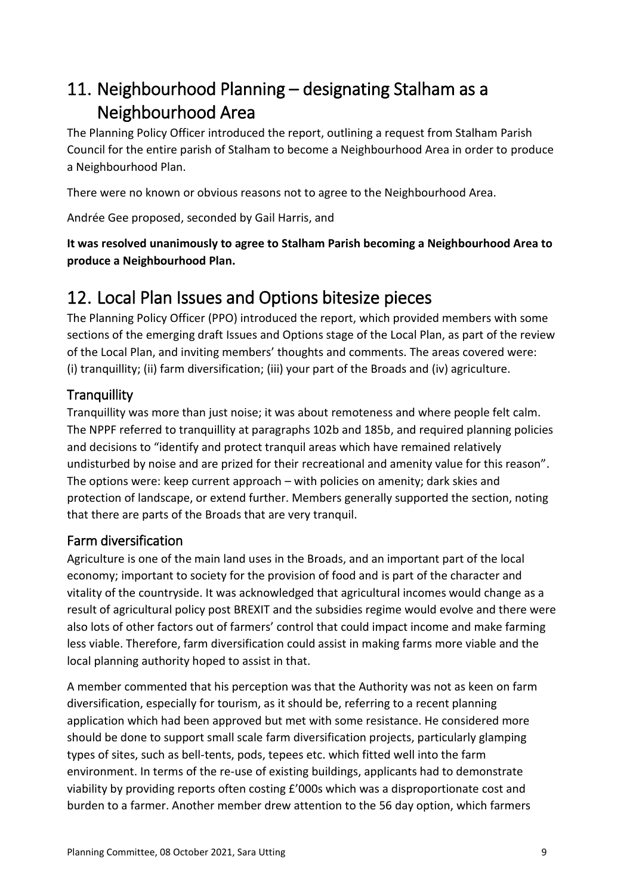# 11. Neighbourhood Planning – designating Stalham as a Neighbourhood Area

The Planning Policy Officer introduced the report, outlining a request from Stalham Parish Council for the entire parish of Stalham to become a Neighbourhood Area in order to produce a Neighbourhood Plan.

There were no known or obvious reasons not to agree to the Neighbourhood Area.

Andrée Gee proposed, seconded by Gail Harris, and

**It was resolved unanimously to agree to Stalham Parish becoming a Neighbourhood Area to produce a Neighbourhood Plan.**

# 12. Local Plan Issues and Options bitesize pieces

The Planning Policy Officer (PPO) introduced the report, which provided members with some sections of the emerging draft Issues and Options stage of the Local Plan, as part of the review of the Local Plan, and inviting members' thoughts and comments. The areas covered were: (i) tranquillity; (ii) farm diversification; (iii) your part of the Broads and (iv) agriculture.

## Tranquillity

Tranquillity was more than just noise; it was about remoteness and where people felt calm. The NPPF referred to tranquillity at paragraphs 102b and 185b, and required planning policies and decisions to "identify and protect tranquil areas which have remained relatively undisturbed by noise and are prized for their recreational and amenity value for this reason". The options were: keep current approach – with policies on amenity; dark skies and protection of landscape, or extend further. Members generally supported the section, noting that there are parts of the Broads that are very tranquil.

## Farm diversification

Agriculture is one of the main land uses in the Broads, and an important part of the local economy; important to society for the provision of food and is part of the character and vitality of the countryside. It was acknowledged that agricultural incomes would change as a result of agricultural policy post BREXIT and the subsidies regime would evolve and there were also lots of other factors out of farmers' control that could impact income and make farming less viable. Therefore, farm diversification could assist in making farms more viable and the local planning authority hoped to assist in that.

A member commented that his perception was that the Authority was not as keen on farm diversification, especially for tourism, as it should be, referring to a recent planning application which had been approved but met with some resistance. He considered more should be done to support small scale farm diversification projects, particularly glamping types of sites, such as bell-tents, pods, tepees etc. which fitted well into the farm environment. In terms of the re-use of existing buildings, applicants had to demonstrate viability by providing reports often costing £'000s which was a disproportionate cost and burden to a farmer. Another member drew attention to the 56 day option, which farmers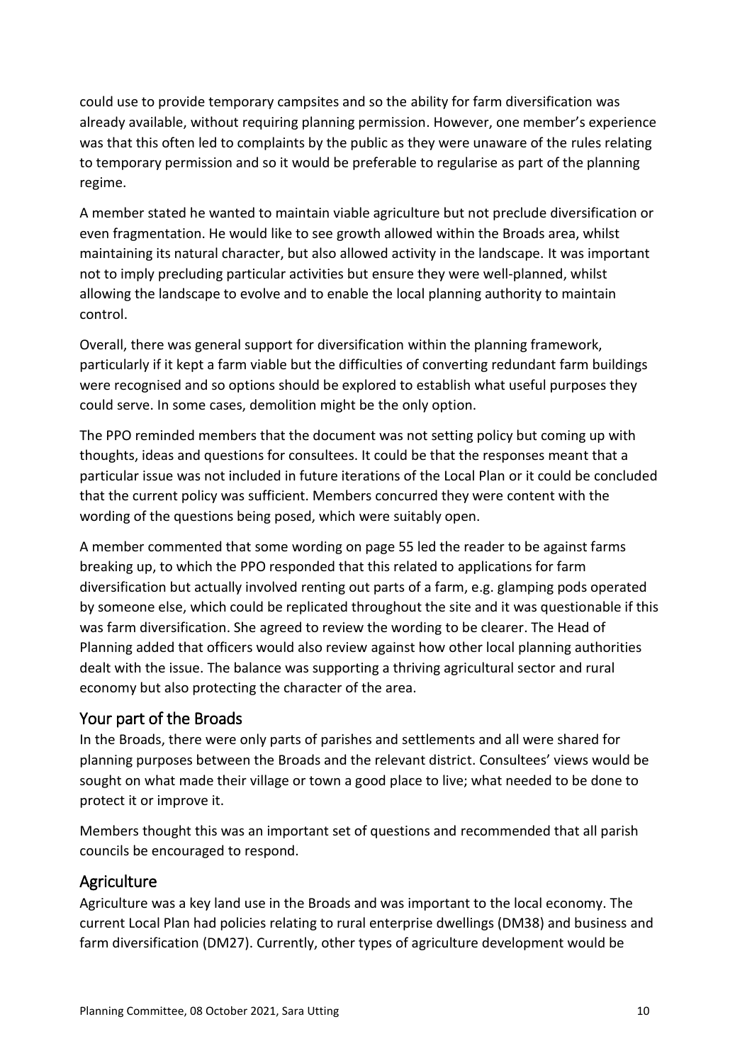could use to provide temporary campsites and so the ability for farm diversification was already available, without requiring planning permission. However, one member's experience was that this often led to complaints by the public as they were unaware of the rules relating to temporary permission and so it would be preferable to regularise as part of the planning regime.

A member stated he wanted to maintain viable agriculture but not preclude diversification or even fragmentation. He would like to see growth allowed within the Broads area, whilst maintaining its natural character, but also allowed activity in the landscape. It was important not to imply precluding particular activities but ensure they were well-planned, whilst allowing the landscape to evolve and to enable the local planning authority to maintain control.

Overall, there was general support for diversification within the planning framework, particularly if it kept a farm viable but the difficulties of converting redundant farm buildings were recognised and so options should be explored to establish what useful purposes they could serve. In some cases, demolition might be the only option.

The PPO reminded members that the document was not setting policy but coming up with thoughts, ideas and questions for consultees. It could be that the responses meant that a particular issue was not included in future iterations of the Local Plan or it could be concluded that the current policy was sufficient. Members concurred they were content with the wording of the questions being posed, which were suitably open.

A member commented that some wording on page 55 led the reader to be against farms breaking up, to which the PPO responded that this related to applications for farm diversification but actually involved renting out parts of a farm, e.g. glamping pods operated by someone else, which could be replicated throughout the site and it was questionable if this was farm diversification. She agreed to review the wording to be clearer. The Head of Planning added that officers would also review against how other local planning authorities dealt with the issue. The balance was supporting a thriving agricultural sector and rural economy but also protecting the character of the area.

## Your part of the Broads

In the Broads, there were only parts of parishes and settlements and all were shared for planning purposes between the Broads and the relevant district. Consultees' views would be sought on what made their village or town a good place to live; what needed to be done to protect it or improve it.

Members thought this was an important set of questions and recommended that all parish councils be encouraged to respond.

## Agriculture

Agriculture was a key land use in the Broads and was important to the local economy. The current Local Plan had policies relating to rural enterprise dwellings (DM38) and business and farm diversification (DM27). Currently, other types of agriculture development would be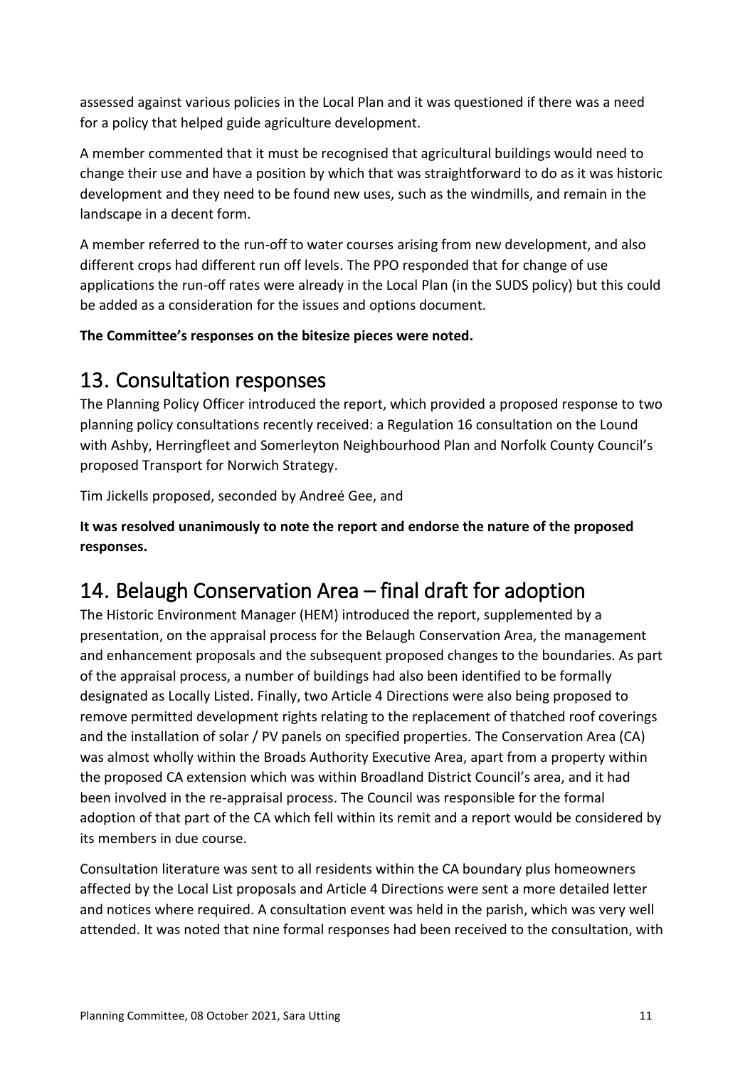assessed against various policies in the Local Plan and it was questioned if there was a need for a policy that helped guide agriculture development.

A member commented that it must be recognised that agricultural buildings would need to change their use and have a position by which that was straightforward to do as it was historic development and they need to be found new uses, such as the windmills, and remain in the landscape in a decent form.

A member referred to the run-off to water courses arising from new development, and also different crops had different run off levels. The PPO responded that for change of use applications the run-off rates were already in the Local Plan (in the SUDS policy) but this could be added as a consideration for the issues and options document.

**The Committee's responses on the bitesize pieces were noted.**

## 13. Consultation responses

The Planning Policy Officer introduced the report, which provided a proposed response to two planning policy consultations recently received: a Regulation 16 consultation on the Lound with Ashby, Herringfleet and Somerleyton Neighbourhood Plan and Norfolk County Council's proposed Transport for Norwich Strategy.

Tim Jickells proposed, seconded by Andreé Gee, and

**It was resolved unanimously to note the report and endorse the nature of the proposed responses.**

## 14. Belaugh Conservation Area – final draft for adoption

The Historic Environment Manager (HEM) introduced the report, supplemented by a presentation, on the appraisal process for the Belaugh Conservation Area, the management and enhancement proposals and the subsequent proposed changes to the boundaries. As part of the appraisal process, a number of buildings had also been identified to be formally designated as Locally Listed. Finally, two Article 4 Directions were also being proposed to remove permitted development rights relating to the replacement of thatched roof coverings and the installation of solar / PV panels on specified properties. The Conservation Area (CA) was almost wholly within the Broads Authority Executive Area, apart from a property within the proposed CA extension which was within Broadland District Council's area, and it had been involved in the re-appraisal process. The Council was responsible for the formal adoption of that part of the CA which fell within its remit and a report would be considered by its members in due course.

Consultation literature was sent to all residents within the CA boundary plus homeowners affected by the Local List proposals and Article 4 Directions were sent a more detailed letter and notices where required. A consultation event was held in the parish, which was very well attended. It was noted that nine formal responses had been received to the consultation, with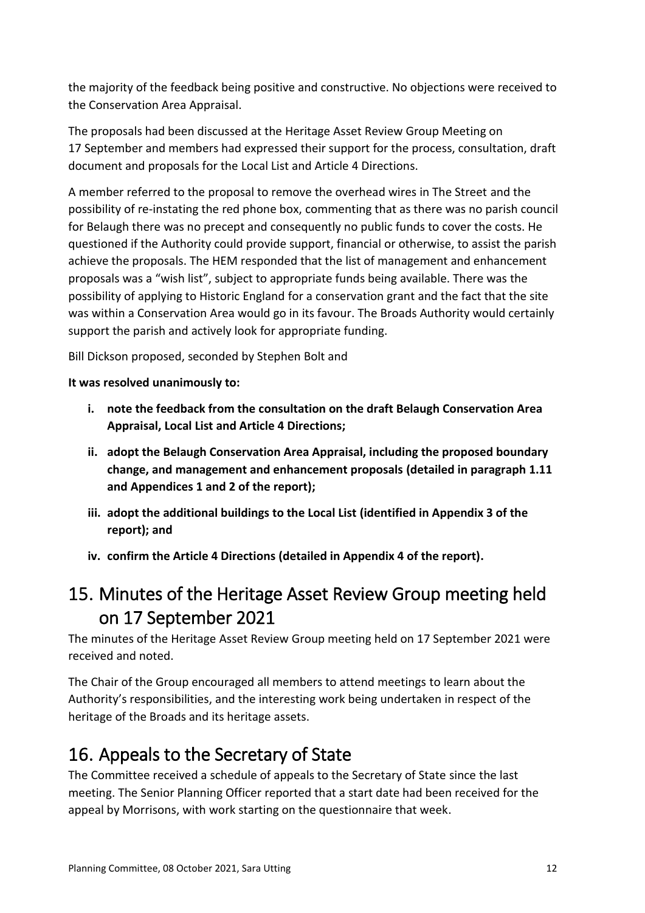the majority of the feedback being positive and constructive. No objections were received to the Conservation Area Appraisal.

The proposals had been discussed at the Heritage Asset Review Group Meeting on 17 September and members had expressed their support for the process, consultation, draft document and proposals for the Local List and Article 4 Directions.

A member referred to the proposal to remove the overhead wires in The Street and the possibility of re-instating the red phone box, commenting that as there was no parish council for Belaugh there was no precept and consequently no public funds to cover the costs. He questioned if the Authority could provide support, financial or otherwise, to assist the parish achieve the proposals. The HEM responded that the list of management and enhancement proposals was a "wish list", subject to appropriate funds being available. There was the possibility of applying to Historic England for a conservation grant and the fact that the site was within a Conservation Area would go in its favour. The Broads Authority would certainly support the parish and actively look for appropriate funding.

Bill Dickson proposed, seconded by Stephen Bolt and

**It was resolved unanimously to:**

- **i. note the feedback from the consultation on the draft Belaugh Conservation Area Appraisal, Local List and Article 4 Directions;**
- **ii. adopt the Belaugh Conservation Area Appraisal, including the proposed boundary change, and management and enhancement proposals (detailed in paragraph 1.11 and Appendices 1 and 2 of the report);**
- **iii. adopt the additional buildings to the Local List (identified in Appendix 3 of the report); and**
- **iv. confirm the Article 4 Directions (detailed in Appendix 4 of the report).**

# 15. Minutes of the Heritage Asset Review Group meeting held on 17 September 2021

The minutes of the Heritage Asset Review Group meeting held on 17 September 2021 were received and noted.

The Chair of the Group encouraged all members to attend meetings to learn about the Authority's responsibilities, and the interesting work being undertaken in respect of the heritage of the Broads and its heritage assets.

# 16. Appeals to the Secretary of State

The Committee received a schedule of appeals to the Secretary of State since the last meeting. The Senior Planning Officer reported that a start date had been received for the appeal by Morrisons, with work starting on the questionnaire that week.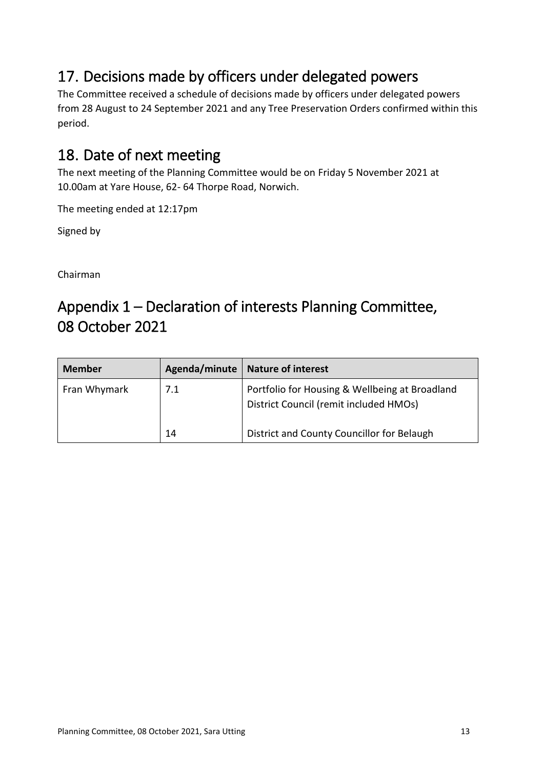## 17. Decisions made by officers under delegated powers

The Committee received a schedule of decisions made by officers under delegated powers from 28 August to 24 September 2021 and any Tree Preservation Orders confirmed within this period.

## 18. Date of next meeting

The next meeting of the Planning Committee would be on Friday 5 November 2021 at 10.00am at Yare House, 62- 64 Thorpe Road, Norwich.

The meeting ended at 12:17pm

Signed by

Chairman

## Appendix 1 – Declaration of interests Planning Committee, 08 October 2021

| Member | Agenda/minute | Nature of interest |
|---|---|---|
| Fran Whymark | 7.1 | Portfolio for Housing & Wellbeing at Broadland District Council (remit included HMOs) |
| | 14 | District and County Councillor for Belaugh |